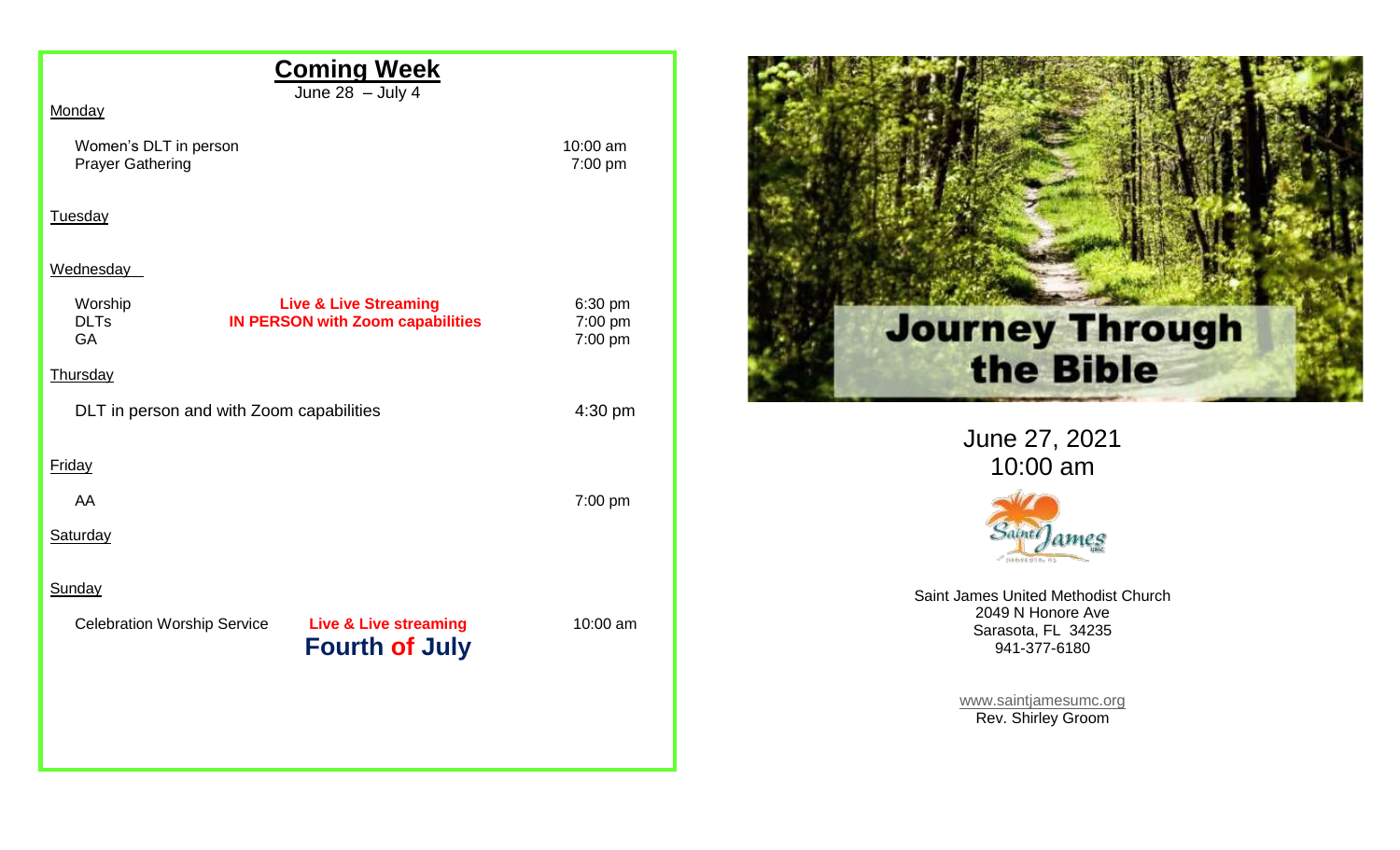## Coming Week

June 28 – July 4

**Monday**

| | | |
|---|---|---|
| Women's DLT in person | | 10:00 am |
| Prayer Gathering | | 7:00 pm |

**Tuesday**

**Wednesday**

| | | |
|---|---|---|
| Worship | **Live & Live Streaming** | 6:30 pm |
| DLTs | **IN PERSON with Zoom capabilities** | 7:00 pm |
| GA | | 7:00 pm |

**Thursday**

| | |
|---|---|
| DLT in person and with Zoom capabilities | 4:30 pm |

**Friday**

| | |
|---|---|
| AA | 7:00 pm |

**Saturday**

**Sunday**

| | | |
|---|---|---|
| Celebration Worship Service | **Live & Live streaming** | 10:00 am |

**Fourth of July**

# Journey Through the Bible

June 27, 2021
10:00 am

Saint James United Methodist Church
2049 N Honore Ave
Sarasota, FL 34235
941-377-6180

www.saintjamesumc.org
Rev. Shirley Groom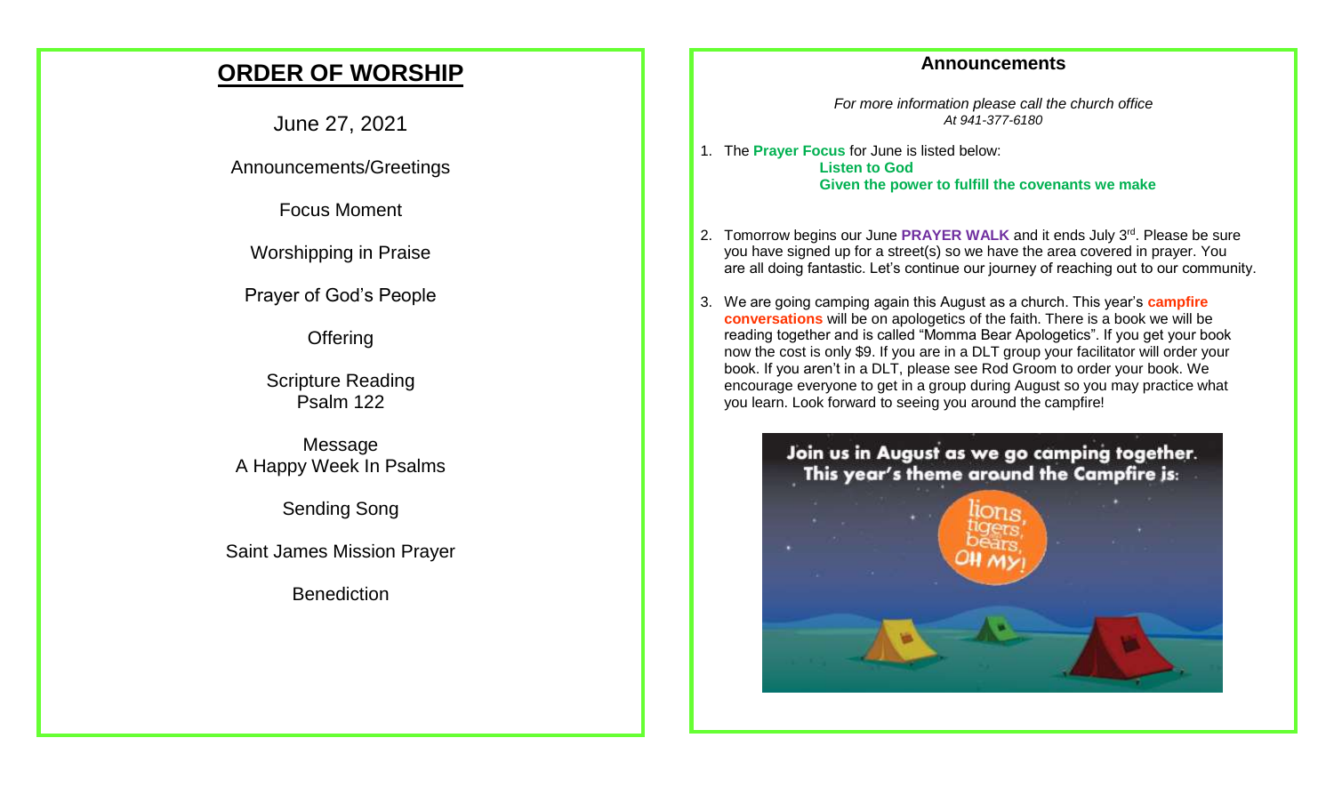# ORDER OF WORSHIP

June 27, 2021

Announcements/Greetings

Focus Moment

Worshipping in Praise

Prayer of God's People

Offering

Scripture Reading
Psalm 122

Message
A Happy Week In Psalms

Sending Song

Saint James Mission Prayer

Benediction

## Announcements

*For more information please call the church office*
*At 941-377-6180*

1. The **Prayer Focus** for June is listed below:
   **Listen to God**
   **Given the power to fulfill the covenants we make**

2. Tomorrow begins our June **PRAYER WALK** and it ends July 3rd. Please be sure you have signed up for a street(s) so we have the area covered in prayer. You are all doing fantastic. Let's continue our journey of reaching out to our community.

3. We are going camping again this August as a church. This year's **campfire conversations** will be on apologetics of the faith. There is a book we will be reading together and is called "Momma Bear Apologetics". If you get your book now the cost is only $9. If you are in a DLT group your facilitator will order your book. If you aren't in a DLT, please see Rod Groom to order your book. We encourage everyone to get in a group during August so you may practice what you learn. Look forward to seeing you around the campfire!

Join us in August as we go camping together.
This year's theme around the Campfire is:

lions, tigers, bears, OH MY!